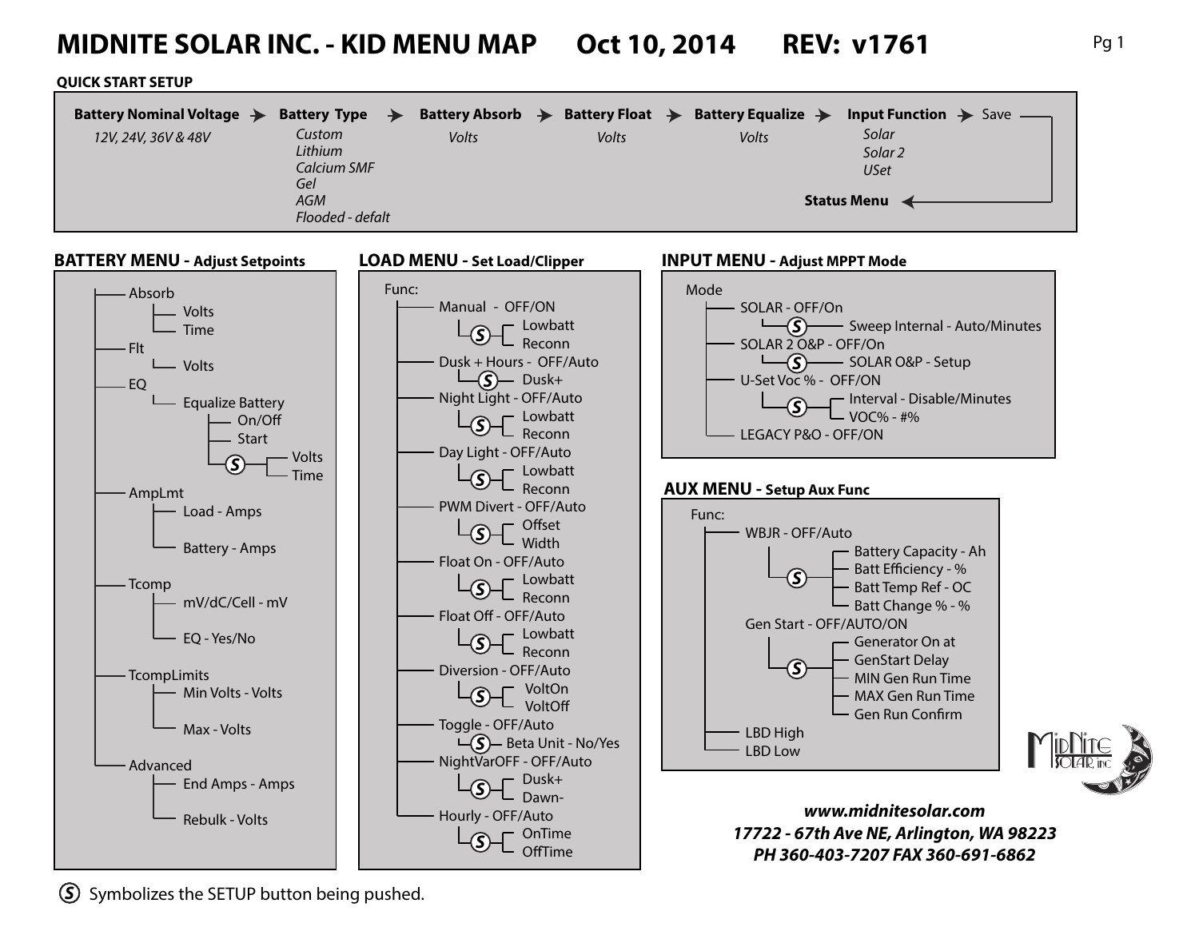# MIDNITE SOLAR INC. - KID MENU MAP Oct 10, 2014 REV: v1761

## QUICK START SETUP

**Battery Nominal Voltage** → **Battery Type** → **Battery Absorb** → **Battery Float** → **Battery Equalize** → **Input Function** → Save → **Status Menu**

- **Battery Nominal Voltage**: *12V, 24V, 36V & 48V*
- **Battery Type**: *Custom, Lithium, Calcium SMF, Gel, AGM, Flooded - defalt*
- **Battery Absorb**: *Volts*
- **Battery Float**: *Volts*
- **Battery Equalize**: *Volts*
- **Input Function**: *Solar, Solar 2, USet*

## BATTERY MENU - Adjust Setpoints

- Absorb
  - Volts
  - Time
- Flt
  - Volts
- EQ
  - Equalize Battery
    - On/Off
    - Start
    - (S)
      - Volts
      - Time
- AmpLmt
  - Load - Amps
  - Battery - Amps
- Tcomp
  - mV/dC/Cell - mV
  - EQ - Yes/No
- TcompLimits
  - Min Volts - Volts
  - Max - Volts
- Advanced
  - End Amps - Amps
  - Rebulk - Volts

## LOAD MENU - Set Load/Clipper

Func:

- Manual - OFF/ON
  - (S) Lowbatt, Reconn
- Dusk + Hours - OFF/Auto
  - (S) Dusk+
- Night Light - OFF/Auto
  - (S) Lowbatt, Reconn
- Day Light - OFF/Auto
  - (S) Lowbatt, Reconn
- PWM Divert - OFF/Auto
  - (S) Offset, Width
- Float On - OFF/Auto
  - (S) Lowbatt, Reconn
- Float Off - OFF/Auto
  - (S) Lowbatt, Reconn
- Diversion - OFF/Auto
  - (S) VoltOn, VoltOff
- Toggle - OFF/Auto
  - (S) Beta Unit - No/Yes
- NightVarOFF - OFF/Auto
  - (S) Dusk+, Dawn-
- Hourly - OFF/Auto
  - (S) OnTime, OffTime

## INPUT MENU - Adjust MPPT Mode

Mode

- SOLAR - OFF/On
  - (S) Sweep Internal - Auto/Minutes
- SOLAR 2 O&P - OFF/On
  - (S) SOLAR O&P - Setup
- U-Set Voc % - OFF/ON
  - (S) Interval - Disable/Minutes, VOC% - #%
- LEGACY P&O - OFF/ON

## AUX MENU - Setup Aux Func

Func:

- WBJR - OFF/Auto
  - (S) Battery Capacity - Ah, Batt Efficiency - %, Batt Temp Ref - OC, Batt Change % - %
- Gen Start - OFF/AUTO/ON
  - (S) Generator On at, GenStart Delay, MIN Gen Run Time, MAX Gen Run Time, Gen Run Confirm
- LBD High
- LBD Low

***www.midnitesolar.com***
***17722 - 67th Ave NE, Arlington, WA 98223***
***PH 360-403-7207 FAX 360-691-6862***

(S) Symbolizes the SETUP button being pushed.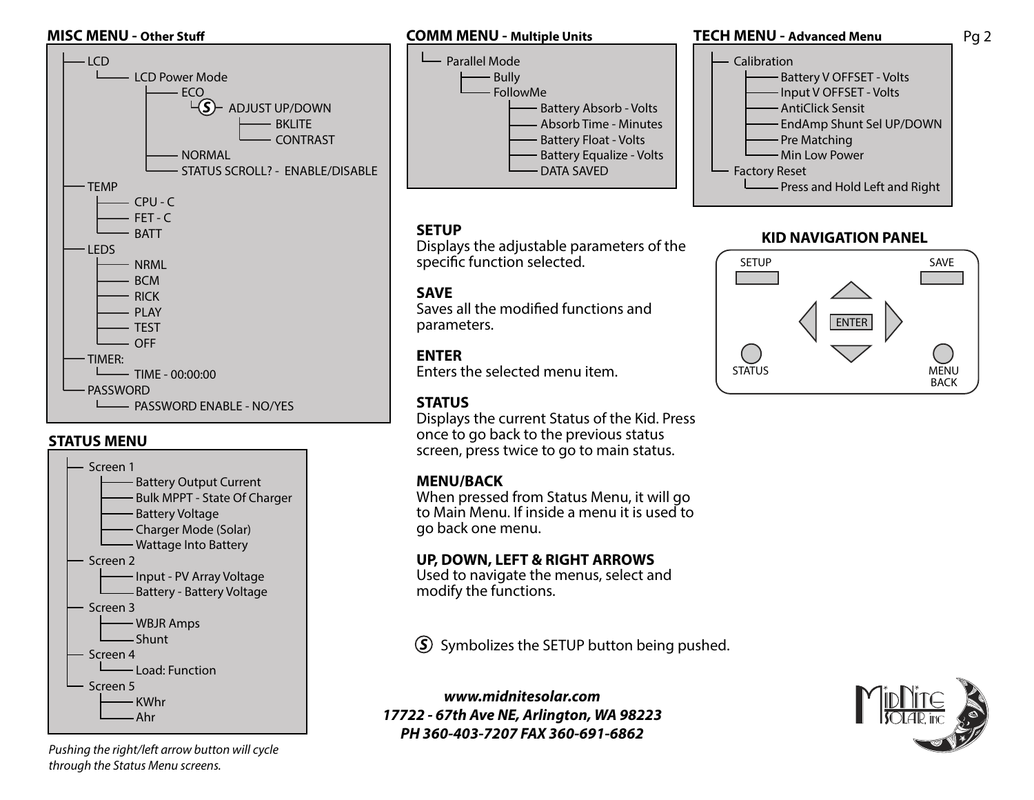## MISC MENU - Other Stuff

- LCD
  - LCD Power Mode
    - ECO
      - (S) – ADJUST UP/DOWN
        - BKLITE
        - CONTRAST
    - NORMAL
    - STATUS SCROLL? - ENABLE/DISABLE
- TEMP
  - CPU - C
  - FET - C
  - BATT
- LEDS
  - NRML
  - BCM
  - RICK
  - PLAY
  - TEST
  - OFF
- TIMER:
  - TIME - 00:00:00
- PASSWORD
  - PASSWORD ENABLE - NO/YES

## STATUS MENU

- Screen 1
  - Battery Output Current
  - Bulk MPPT - State Of Charger
  - Battery Voltage
  - Charger Mode (Solar)
  - Wattage Into Battery
- Screen 2
  - Input - PV Array Voltage
  - Battery - Battery Voltage
- Screen 3
  - WBJR Amps
  - Shunt
- Screen 4
  - Load: Function
- Screen 5
  - KWhr
  - Ahr

*Pushing the right/left arrow button will cycle through the Status Menu screens.*

## COMM MENU - Multiple Units

- Parallel Mode
  - Bully
  - FollowMe
    - Battery Absorb - Volts
    - Absorb Time - Minutes
    - Battery Float - Volts
    - Battery Equalize - Volts
    - DATA SAVED

## TECH MENU - Advanced Menu

- Calibration
  - Battery V OFFSET - Volts
  - Input V OFFSET - Volts
  - AntiClick Sensit
  - EndAmp Shunt Sel UP/DOWN
  - Pre Matching
  - Min Low Power
- Factory Reset
  - Press and Hold Left and Right

### SETUP
Displays the adjustable parameters of the specific function selected.

### SAVE
Saves all the modified functions and parameters.

### ENTER
Enters the selected menu item.

### STATUS
Displays the current Status of the Kid. Press once to go back to the previous status screen, press twice to go to main status.

### MENU/BACK
When pressed from Status Menu, it will go to Main Menu. If inside a menu it is used to go back one menu.

### UP, DOWN, LEFT & RIGHT ARROWS
Used to navigate the menus, select and modify the functions.

## KID NAVIGATION PANEL

SETUP
SAVE
ENTER
STATUS
MENU BACK

(S) Symbolizes the SETUP button being pushed.

***www.midnitesolar.com***
***17722 - 67th Ave NE, Arlington, WA 98223***
***PH 360-403-7207 FAX 360-691-6862***

MidNite SOLAR, inc